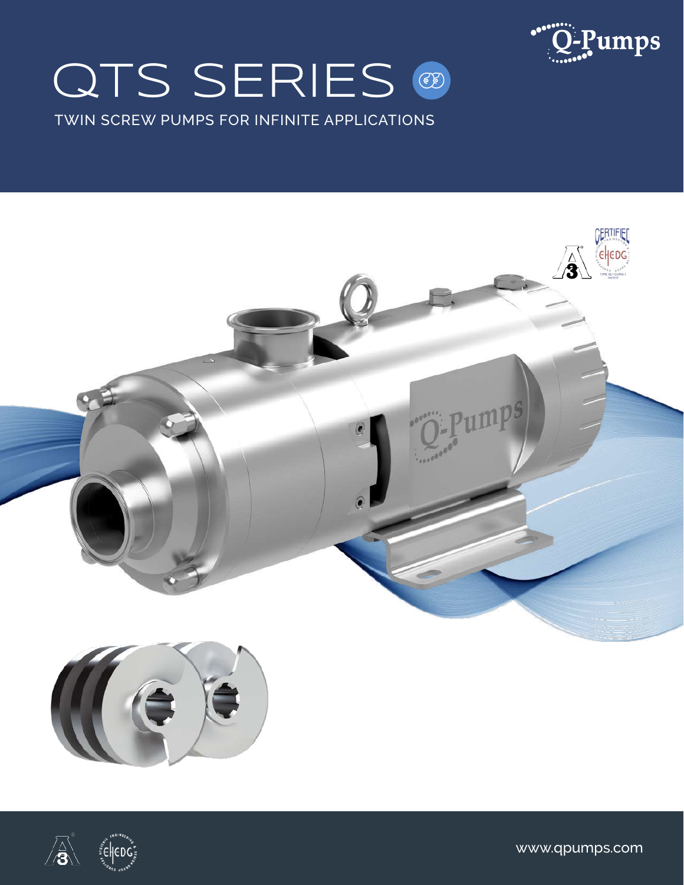# QTS SERIES

TWIN SCREW PUMPS FOR INFINITE APPLICATIONS

www.qpumps.com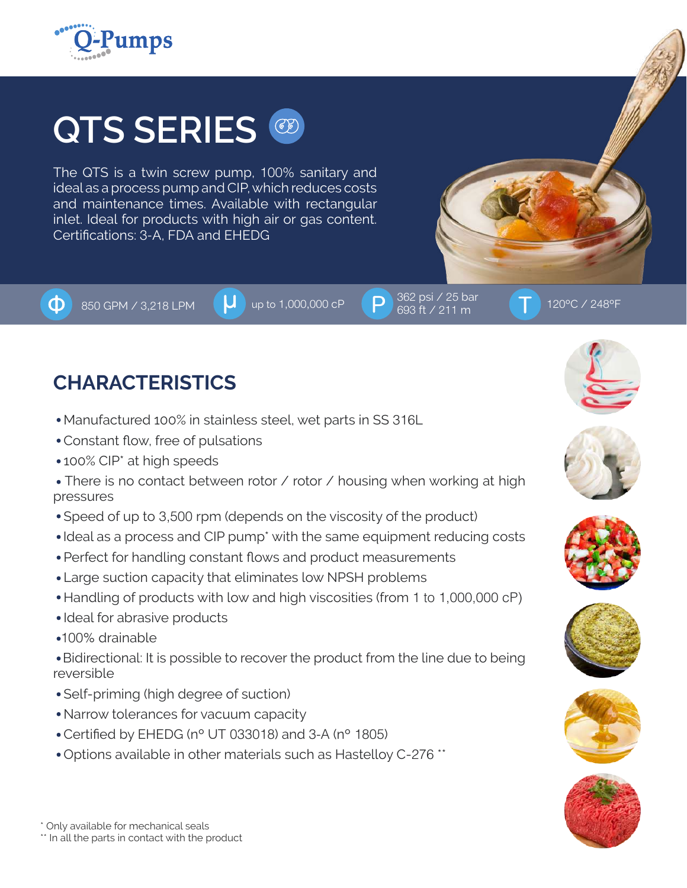Q-Pumps

# QTS SERIES

The QTS is a twin screw pump, 100% sanitary and ideal as a process pump and CIP, which reduces costs and maintenance times. Available with rectangular inlet. Ideal for products with high air or gas content. Certifications: 3-A, FDA and EHEDG

Φ 850 GPM / 3,218 LPM

μ up to 1,000,000 cP

P 362 psi / 25 bar
693 ft / 211 m

T 120°C / 248°F

## CHARACTERISTICS

- Manufactured 100% in stainless steel, wet parts in SS 316L
- Constant flow, free of pulsations
- 100% CIP* at high speeds
- There is no contact between rotor / rotor / housing when working at high pressures
- Speed of up to 3,500 rpm (depends on the viscosity of the product)
- Ideal as a process and CIP pump* with the same equipment reducing costs
- Perfect for handling constant flows and product measurements
- Large suction capacity that eliminates low NPSH problems
- Handling of products with low and high viscosities (from 1 to 1,000,000 cP)
- Ideal for abrasive products
- 100% drainable
- Bidirectional: It is possible to recover the product from the line due to being reversible
- Self-priming (high degree of suction)
- Narrow tolerances for vacuum capacity
- Certified by EHEDG (nº UT 033018) and 3-A (nº 1805)
- Options available in other materials such as Hastelloy C-276 **

* Only available for mechanical seals
** In all the parts in contact with the product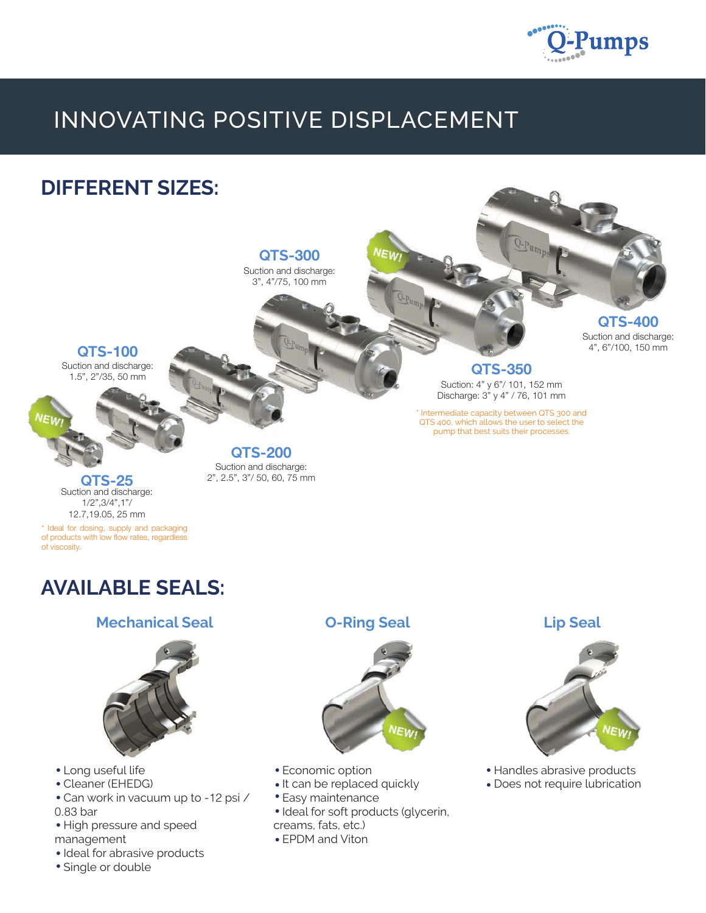# INNOVATING POSITIVE DISPLACEMENT

## DIFFERENT SIZES:

### QTS-25 (NEW!)
Suction and discharge:
1/2",3/4",1"/
12.7,19.05, 25 mm

* Ideal for dosing, supply and packaging of products with low flow rates, regardless of viscosity.

### QTS-100
Suction and discharge:
1.5", 2"/35, 50 mm

### QTS-200
Suction and discharge:
2", 2.5", 3"/ 50, 60, 75 mm

### QTS-300
Suction and discharge:
3", 4"/75, 100 mm

### QTS-350 (NEW!)
Suction: 4" y 6"/ 101, 152 mm
Discharge: 3" y 4" / 76, 101 mm

* Intermediate capacity between QTS 300 and QTS 400, which allows the user to select the pump that best suits their processes.

### QTS-400
Suction and discharge:
4", 6"/100, 150 mm

## AVAILABLE SEALS:

### Mechanical Seal

- Long useful life
- Cleaner (EHEDG)
- Can work in vacuum up to -12 psi / 0.83 bar
- High pressure and speed management
- Ideal for abrasive products
- Single or double

### O-Ring Seal (NEW!)

- Economic option
- It can be replaced quickly
- Easy maintenance
- Ideal for soft products (glycerin, creams, fats, etc.)
- EPDM and Viton

### Lip Seal (NEW!)

- Handles abrasive products
- Does not require lubrication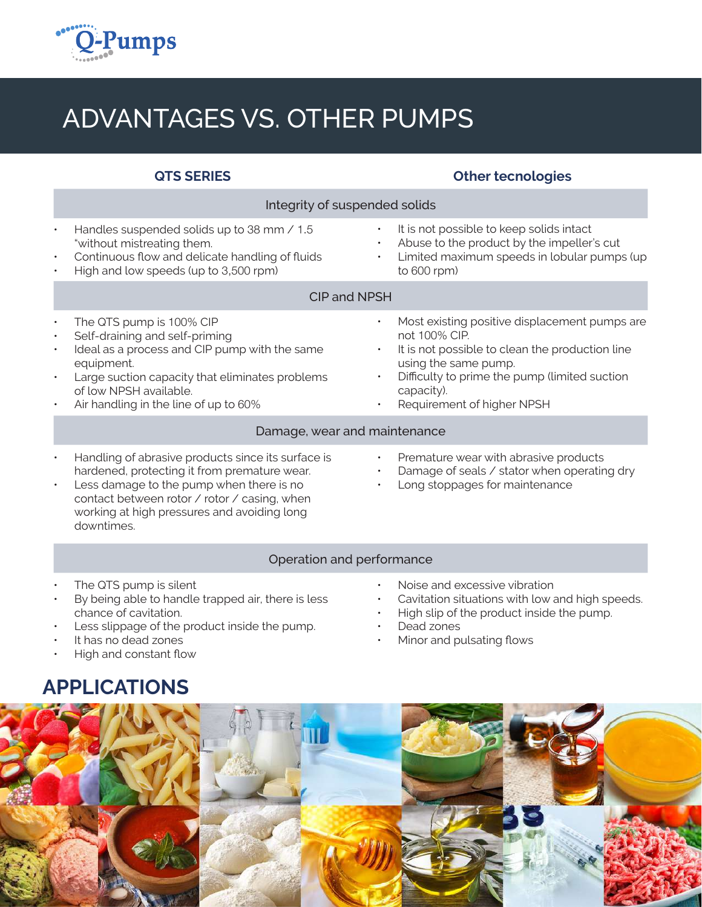# ADVANTAGES VS. OTHER PUMPS

| QTS SERIES | Other tecnologies |
|---|---|
| **Integrity of suspended solids** | |
| • Handles suspended solids up to 38 mm / 1.5 "without mistreating them.<br>• Continuous flow and delicate handling of fluids<br>• High and low speeds (up to 3,500 rpm) | • It is not possible to keep solids intact<br>• Abuse to the product by the impeller's cut<br>• Limited maximum speeds in lobular pumps (up to 600 rpm) |
| **CIP and NPSH** | |
| • The QTS pump is 100% CIP<br>• Self-draining and self-priming<br>• Ideal as a process and CIP pump with the same equipment.<br>• Large suction capacity that eliminates problems of low NPSH available.<br>• Air handling in the line of up to 60% | • Most existing positive displacement pumps are not 100% CIP.<br>• It is not possible to clean the production line using the same pump.<br>• Difficulty to prime the pump (limited suction capacity).<br>• Requirement of higher NPSH |
| **Damage, wear and maintenance** | |
| • Handling of abrasive products since its surface is hardened, protecting it from premature wear.<br>• Less damage to the pump when there is no contact between rotor / rotor / casing, when working at high pressures and avoiding long downtimes. | • Premature wear with abrasive products<br>• Damage of seals / stator when operating dry<br>• Long stoppages for maintenance |
| **Operation and performance** | |
| • The QTS pump is silent<br>• By being able to handle trapped air, there is less chance of cavitation.<br>• Less slippage of the product inside the pump.<br>• It has no dead zones<br>• High and constant flow | • Noise and excessive vibration<br>• Cavitation situations with low and high speeds.<br>• High slip of the product inside the pump.<br>• Dead zones<br>• Minor and pulsating flows |

## APPLICATIONS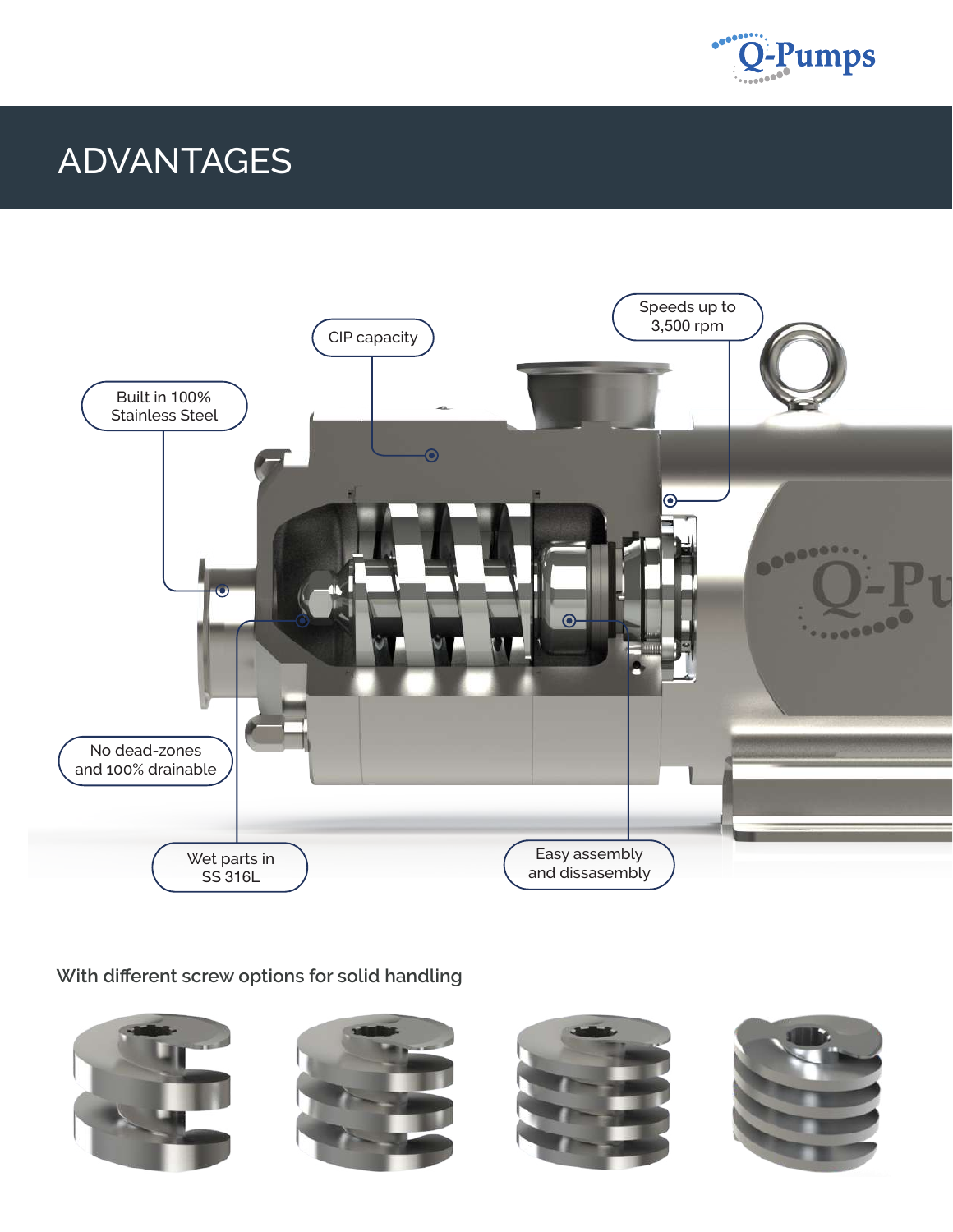# ADVANTAGES

- Built in 100% Stainless Steel
- CIP capacity
- Speeds up to 3,500 rpm
- No dead-zones and 100% drainable
- Wet parts in SS 316L
- Easy assembly and dissasembly

With different screw options for solid handling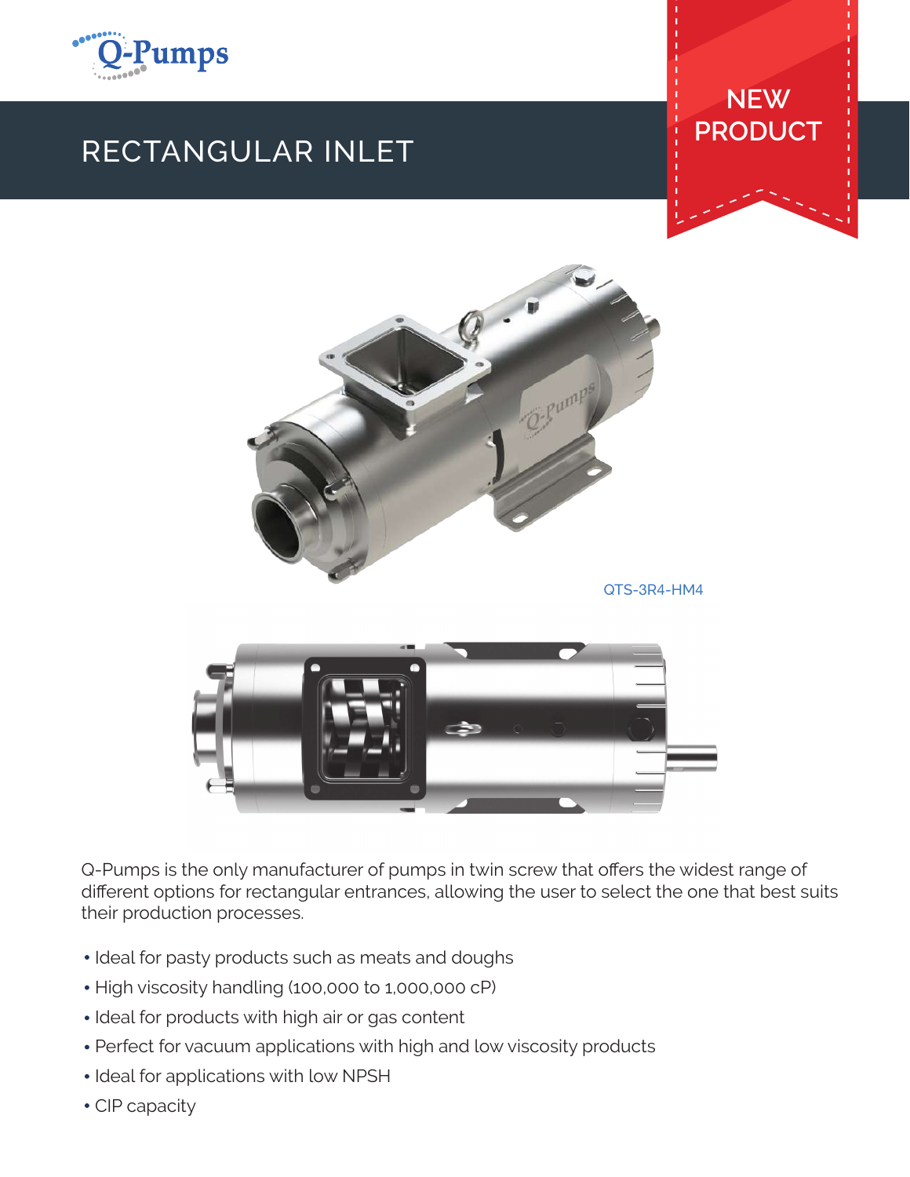# RECTANGULAR INLET

NEW PRODUCT

QTS-3R4-HM4

Q-Pumps is the only manufacturer of pumps in twin screw that offers the widest range of different options for rectangular entrances, allowing the user to select the one that best suits their production processes.

- Ideal for pasty products such as meats and doughs
- High viscosity handling (100,000 to 1,000,000 cP)
- Ideal for products with high air or gas content
- Perfect for vacuum applications with high and low viscosity products
- Ideal for applications with low NPSH
- CIP capacity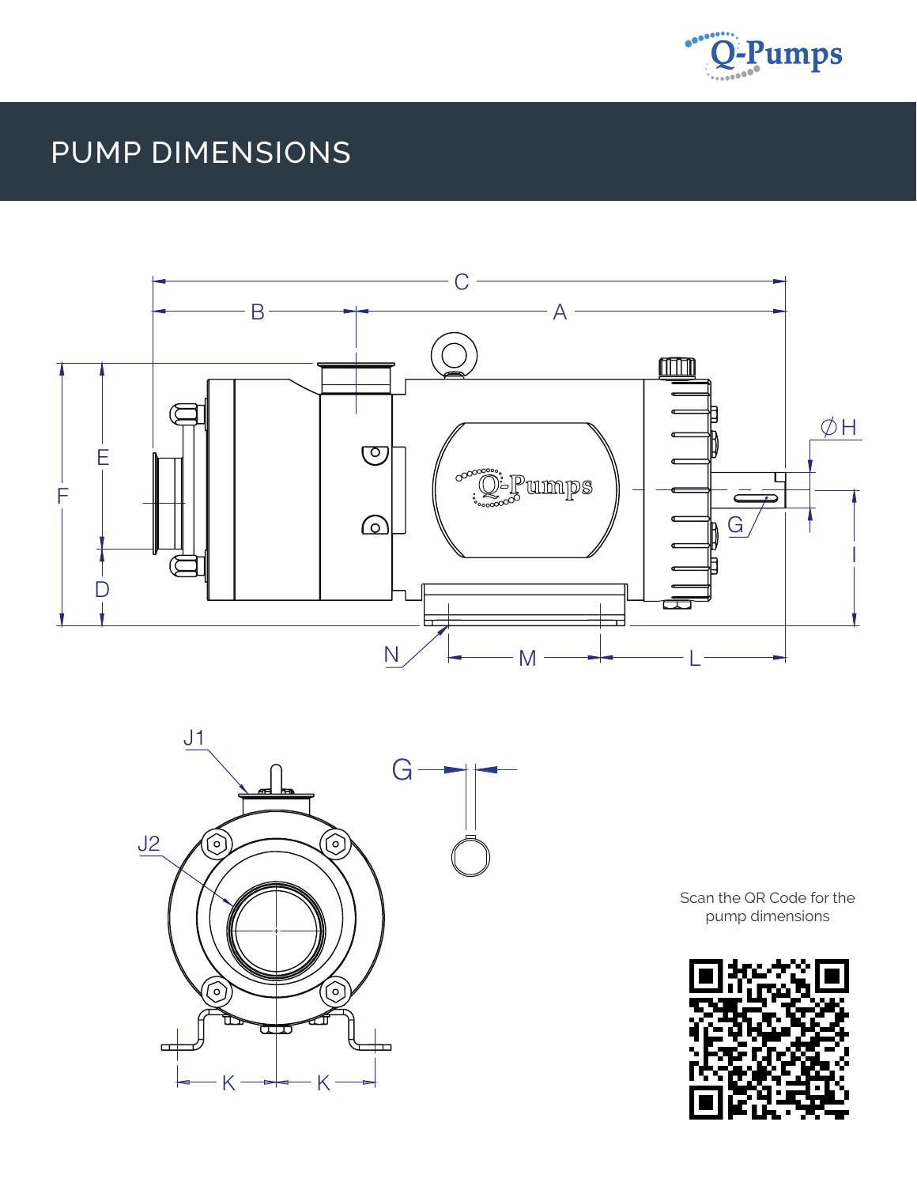# PUMP DIMENSIONS

Scan the QR Code for the pump dimensions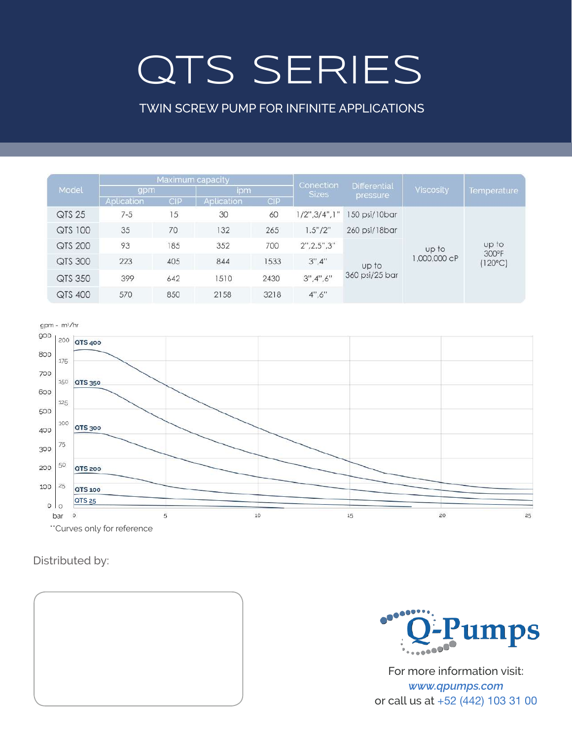# QTS SERIES

TWIN SCREW PUMP FOR INFINITE APPLICATIONS

| Model | Maximum capacity | | | | Conection Sizes | Differential pressure | Viscosity | Temperature |
|---|---|---|---|---|---|---|---|---|
| | gpm | | lpm | | | | | |
| | Aplication | CIP | Aplication | CIP | | | | |
| QTS 25 | 7-5 | 15 | 30 | 60 | 1/2",3/4",1" | 150 psi/10bar | up to 1,000,000 cP | up to 300°F (120°C) |
| QTS 100 | 35 | 70 | 132 | 265 | 1.5"/2" | 260 psi/18bar | | |
| QTS 200 | 93 | 185 | 352 | 700 | 2",2.5",3" | up to 360 psi/25 bar | | |
| QTS 300 | 223 | 405 | 844 | 1533 | 3",4" | | | |
| QTS 350 | 399 | 642 | 1510 | 2430 | 3",4",6" | | | |
| QTS 400 | 570 | 850 | 2158 | 3218 | 4",6" | | | |

gpm - m³/hr

900 800 700 600 500 400 300 200 100 0

200 175 150 125 100 75 50 25 0

QTS 400

QTS 350

QTS 300

QTS 200

QTS 100

QTS 25

bar 0 5 10 15 20 25

**Curves only for reference

Distributed by:

Q-Pumps

For more information visit:

*www.qpumps.com*

or call us at +52 (442) 103 31 00